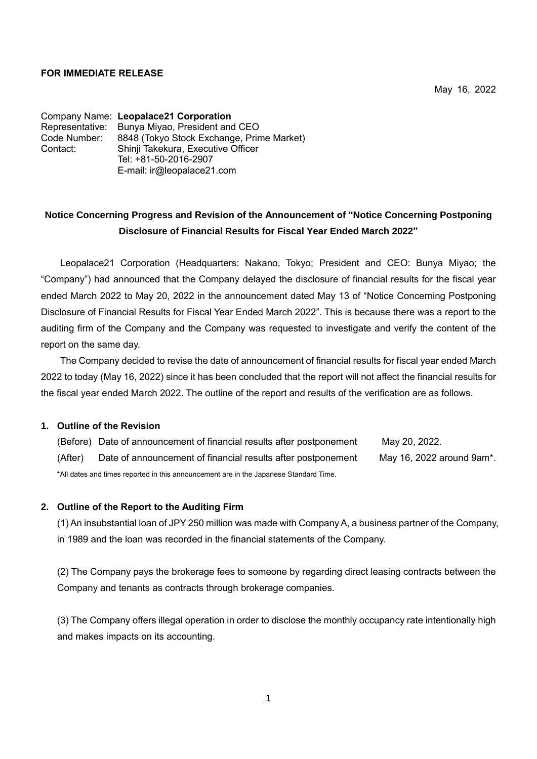**FOR IMMEDIATE RELEASE**

May 16, 2022

Company Name: **Leopalace21 Corporation**
Representative: Bunya Miyao, President and CEO
Code Number: 8848 (Tokyo Stock Exchange, Prime Market)
Contact: Shinji Takekura, Executive Officer
Tel: +81-50-2016-2907
E-mail: ir@leopalace21.com

# Notice Concerning Progress and Revision of the Announcement of "Notice Concerning Postponing Disclosure of Financial Results for Fiscal Year Ended March 2022"

Leopalace21 Corporation (Headquarters: Nakano, Tokyo; President and CEO: Bunya Miyao; the "Company") had announced that the Company delayed the disclosure of financial results for the fiscal year ended March 2022 to May 20, 2022 in the announcement dated May 13 of "Notice Concerning Postponing Disclosure of Financial Results for Fiscal Year Ended March 2022". This is because there was a report to the auditing firm of the Company and the Company was requested to investigate and verify the content of the report on the same day.

The Company decided to revise the date of announcement of financial results for fiscal year ended March 2022 to today (May 16, 2022) since it has been concluded that the report will not affect the financial results for the fiscal year ended March 2022. The outline of the report and results of the verification are as follows.

## 1. Outline of the Revision

| | | |
|---|---|---|
| (Before) | Date of announcement of financial results after postponement | May 20, 2022. |
| (After) | Date of announcement of financial results after postponement | May 16, 2022 around 9am*. |

*All dates and times reported in this announcement are in the Japanese Standard Time.

## 2. Outline of the Report to the Auditing Firm

(1) An insubstantial loan of JPY 250 million was made with Company A, a business partner of the Company, in 1989 and the loan was recorded in the financial statements of the Company.

(2) The Company pays the brokerage fees to someone by regarding direct leasing contracts between the Company and tenants as contracts through brokerage companies.

(3) The Company offers illegal operation in order to disclose the monthly occupancy rate intentionally high and makes impacts on its accounting.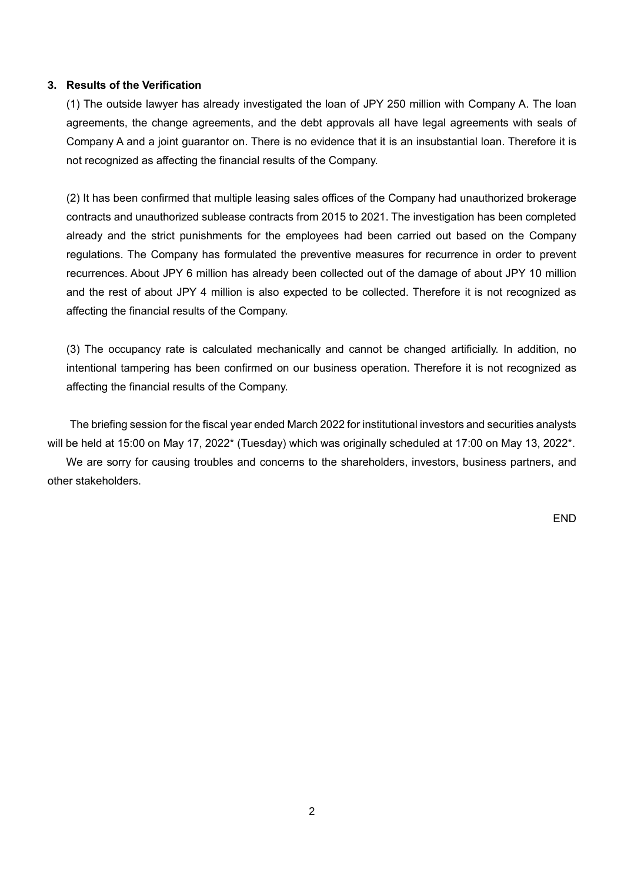## 3. Results of the Verification

(1) The outside lawyer has already investigated the loan of JPY 250 million with Company A. The loan agreements, the change agreements, and the debt approvals all have legal agreements with seals of Company A and a joint guarantor on. There is no evidence that it is an insubstantial loan. Therefore it is not recognized as affecting the financial results of the Company.

(2) It has been confirmed that multiple leasing sales offices of the Company had unauthorized brokerage contracts and unauthorized sublease contracts from 2015 to 2021. The investigation has been completed already and the strict punishments for the employees had been carried out based on the Company regulations. The Company has formulated the preventive measures for recurrence in order to prevent recurrences. About JPY 6 million has already been collected out of the damage of about JPY 10 million and the rest of about JPY 4 million is also expected to be collected. Therefore it is not recognized as affecting the financial results of the Company.

(3) The occupancy rate is calculated mechanically and cannot be changed artificially. In addition, no intentional tampering has been confirmed on our business operation. Therefore it is not recognized as affecting the financial results of the Company.

The briefing session for the fiscal year ended March 2022 for institutional investors and securities analysts will be held at 15:00 on May 17, 2022* (Tuesday) which was originally scheduled at 17:00 on May 13, 2022*.

We are sorry for causing troubles and concerns to the shareholders, investors, business partners, and other stakeholders.

END